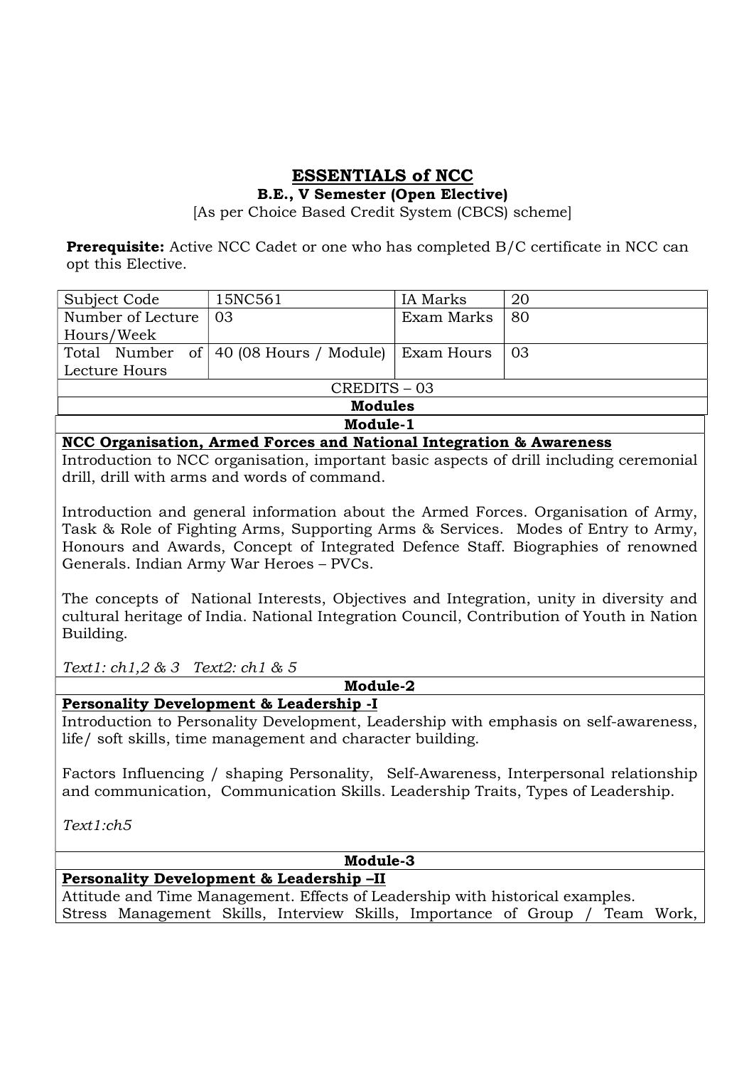# ESSENTIALS of NCC

**B.E., V Semester (Open Elective)**

[As per Choice Based Credit System (CBCS) scheme]

**Prerequisite:** Active NCC Cadet or one who has completed B/C certificate in NCC can opt this Elective.

| Subject Code | 15NC561 | IA Marks | 20 |
|---|---|---|---|
| Number of Lecture Hours/Week | 03 | Exam Marks | 80 |
| Total Number of Lecture Hours | 40 (08 Hours / Module) | Exam Hours | 03 |
| CREDITS – 03 | | | |

## Modules

### Module-1

**NCC Organisation, Armed Forces and National Integration & Awareness**

Introduction to NCC organisation, important basic aspects of drill including ceremonial drill, drill with arms and words of command.

Introduction and general information about the Armed Forces. Organisation of Army, Task & Role of Fighting Arms, Supporting Arms & Services. Modes of Entry to Army, Honours and Awards, Concept of Integrated Defence Staff. Biographies of renowned Generals. Indian Army War Heroes – PVCs.

The concepts of National Interests, Objectives and Integration, unity in diversity and cultural heritage of India. National Integration Council, Contribution of Youth in Nation Building.

*Text1: ch1,2 & 3 Text2: ch1 & 5*

### Module-2

**Personality Development & Leadership -I**

Introduction to Personality Development, Leadership with emphasis on self-awareness, life/ soft skills, time management and character building.

Factors Influencing / shaping Personality, Self-Awareness, Interpersonal relationship and communication, Communication Skills. Leadership Traits, Types of Leadership.

*Text1:ch5*

### Module-3

**Personality Development & Leadership –II**

Attitude and Time Management. Effects of Leadership with historical examples.
Stress Management Skills, Interview Skills, Importance of Group / Team Work,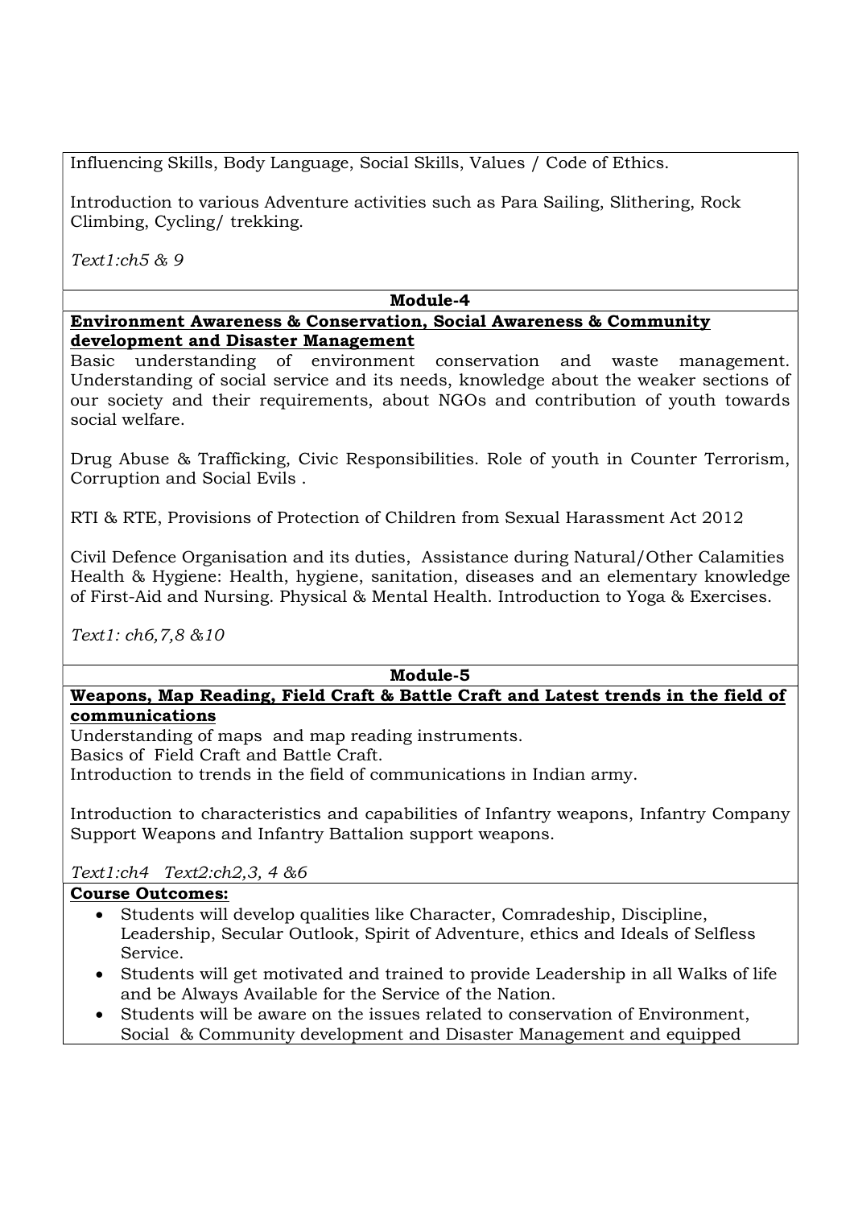Influencing Skills, Body Language, Social Skills, Values / Code of Ethics.

Introduction to various Adventure activities such as Para Sailing, Slithering, Rock Climbing, Cycling/ trekking.

*Text1:ch5 & 9*

### Module-4

**Environment Awareness & Conservation, Social Awareness & Community development and Disaster Management**

Basic understanding of environment conservation and waste management. Understanding of social service and its needs, knowledge about the weaker sections of our society and their requirements, about NGOs and contribution of youth towards social welfare.

Drug Abuse & Trafficking, Civic Responsibilities. Role of youth in Counter Terrorism, Corruption and Social Evils .

RTI & RTE, Provisions of Protection of Children from Sexual Harassment Act 2012

Civil Defence Organisation and its duties, Assistance during Natural/Other Calamities Health & Hygiene: Health, hygiene, sanitation, diseases and an elementary knowledge of First-Aid and Nursing. Physical & Mental Health. Introduction to Yoga & Exercises.

*Text1: ch6,7,8 &10*

### Module-5

**Weapons, Map Reading, Field Craft & Battle Craft and Latest trends in the field of communications**

Understanding of maps and map reading instruments.
Basics of Field Craft and Battle Craft.
Introduction to trends in the field of communications in Indian army.

Introduction to characteristics and capabilities of Infantry weapons, Infantry Company Support Weapons and Infantry Battalion support weapons.

*Text1:ch4 Text2:ch2,3, 4 &6*

**Course Outcomes:**

- Students will develop qualities like Character, Comradeship, Discipline, Leadership, Secular Outlook, Spirit of Adventure, ethics and Ideals of Selfless Service.
- Students will get motivated and trained to provide Leadership in all Walks of life and be Always Available for the Service of the Nation.
- Students will be aware on the issues related to conservation of Environment, Social & Community development and Disaster Management and equipped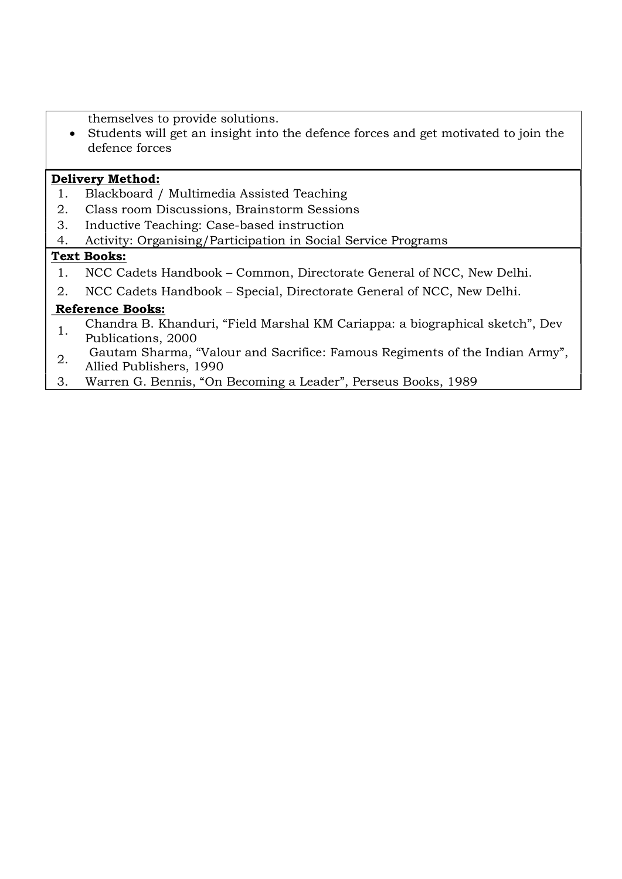themselves to provide solutions.

- Students will get an insight into the defence forces and get motivated to join the defence forces

**Delivery Method:**

1. Blackboard / Multimedia Assisted Teaching
2. Class room Discussions, Brainstorm Sessions
3. Inductive Teaching: Case-based instruction
4. Activity: Organising/Participation in Social Service Programs

**Text Books:**

1. NCC Cadets Handbook – Common, Directorate General of NCC, New Delhi.
2. NCC Cadets Handbook – Special, Directorate General of NCC, New Delhi.

**Reference Books:**

1. Chandra B. Khanduri, "Field Marshal KM Cariappa: a biographical sketch", Dev Publications, 2000
2. Gautam Sharma, "Valour and Sacrifice: Famous Regiments of the Indian Army", Allied Publishers, 1990
3. Warren G. Bennis, "On Becoming a Leader", Perseus Books, 1989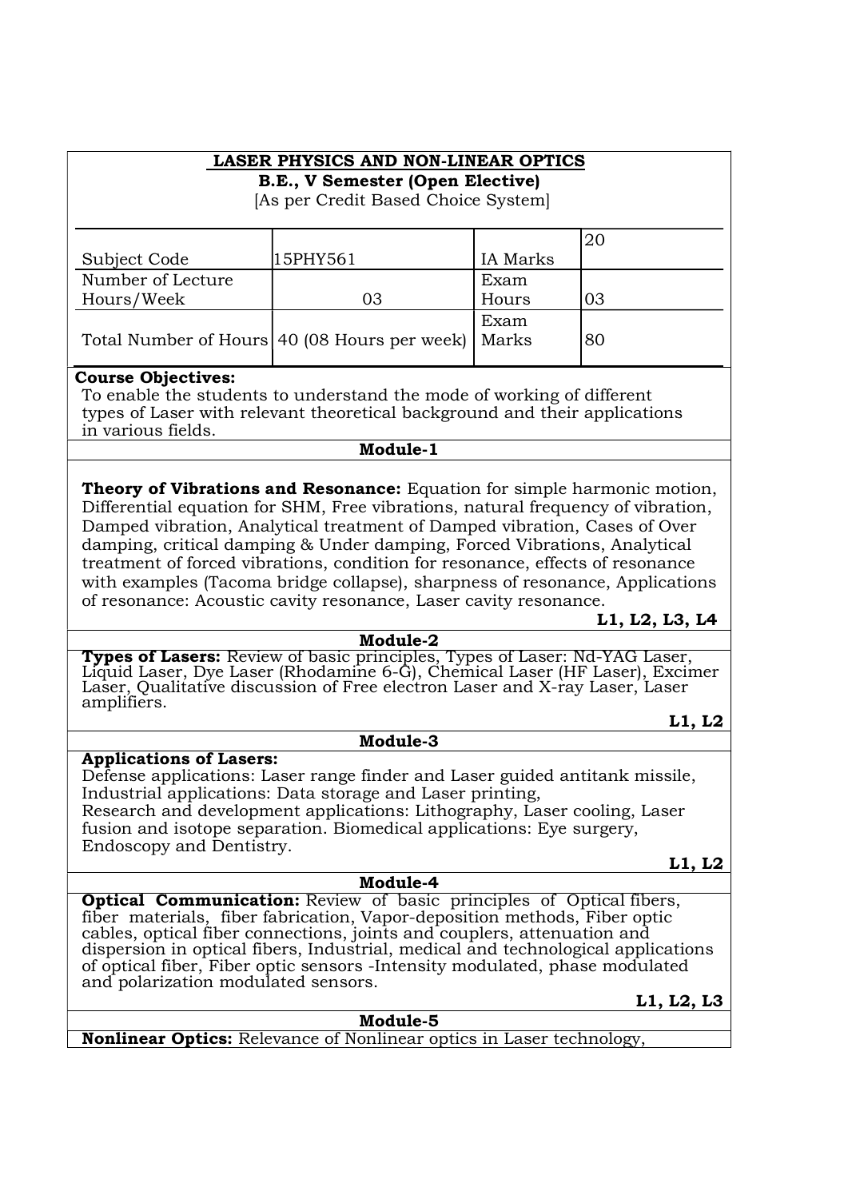**LASER PHYSICS AND NON-LINEAR OPTICS**

**B.E., V Semester (Open Elective)**

[As per Credit Based Choice System]

| Subject Code | 15PHY561 | IA Marks | 20 |
|---|---|---|---|
| Number of Lecture Hours/Week | 03 | Exam Hours | 03 |
| Total Number of Hours | 40 (08 Hours per week) | Exam Marks | 80 |

**Course Objectives:**

To enable the students to understand the mode of working of different types of Laser with relevant theoretical background and their applications in various fields.

**Module-1**

**Theory of Vibrations and Resonance:** Equation for simple harmonic motion, Differential equation for SHM, Free vibrations, natural frequency of vibration, Damped vibration, Analytical treatment of Damped vibration, Cases of Over damping, critical damping & Under damping, Forced Vibrations, Analytical treatment of forced vibrations, condition for resonance, effects of resonance with examples (Tacoma bridge collapse), sharpness of resonance, Applications of resonance: Acoustic cavity resonance, Laser cavity resonance.

**L1, L2, L3, L4**

**Module-2**

**Types of Lasers:** Review of basic principles, Types of Laser: Nd-YAG Laser, Liquid Laser, Dye Laser (Rhodamine 6-G), Chemical Laser (HF Laser), Excimer Laser, Qualitative discussion of Free electron Laser and X-ray Laser, Laser amplifiers.

**L1, L2**

**Module-3**

**Applications of Lasers:**

Defense applications: Laser range finder and Laser guided antitank missile,
Industrial applications: Data storage and Laser printing,
Research and development applications: Lithography, Laser cooling, Laser fusion and isotope separation. Biomedical applications: Eye surgery, Endoscopy and Dentistry.

**L1, L2**

**Module-4**

**Optical Communication:** Review of basic principles of Optical fibers, fiber materials, fiber fabrication, Vapor-deposition methods, Fiber optic cables, optical fiber connections, joints and couplers, attenuation and dispersion in optical fibers, Industrial, medical and technological applications of optical fiber, Fiber optic sensors -Intensity modulated, phase modulated and polarization modulated sensors.

**L1, L2, L3**

**Module-5**

**Nonlinear Optics:** Relevance of Nonlinear optics in Laser technology,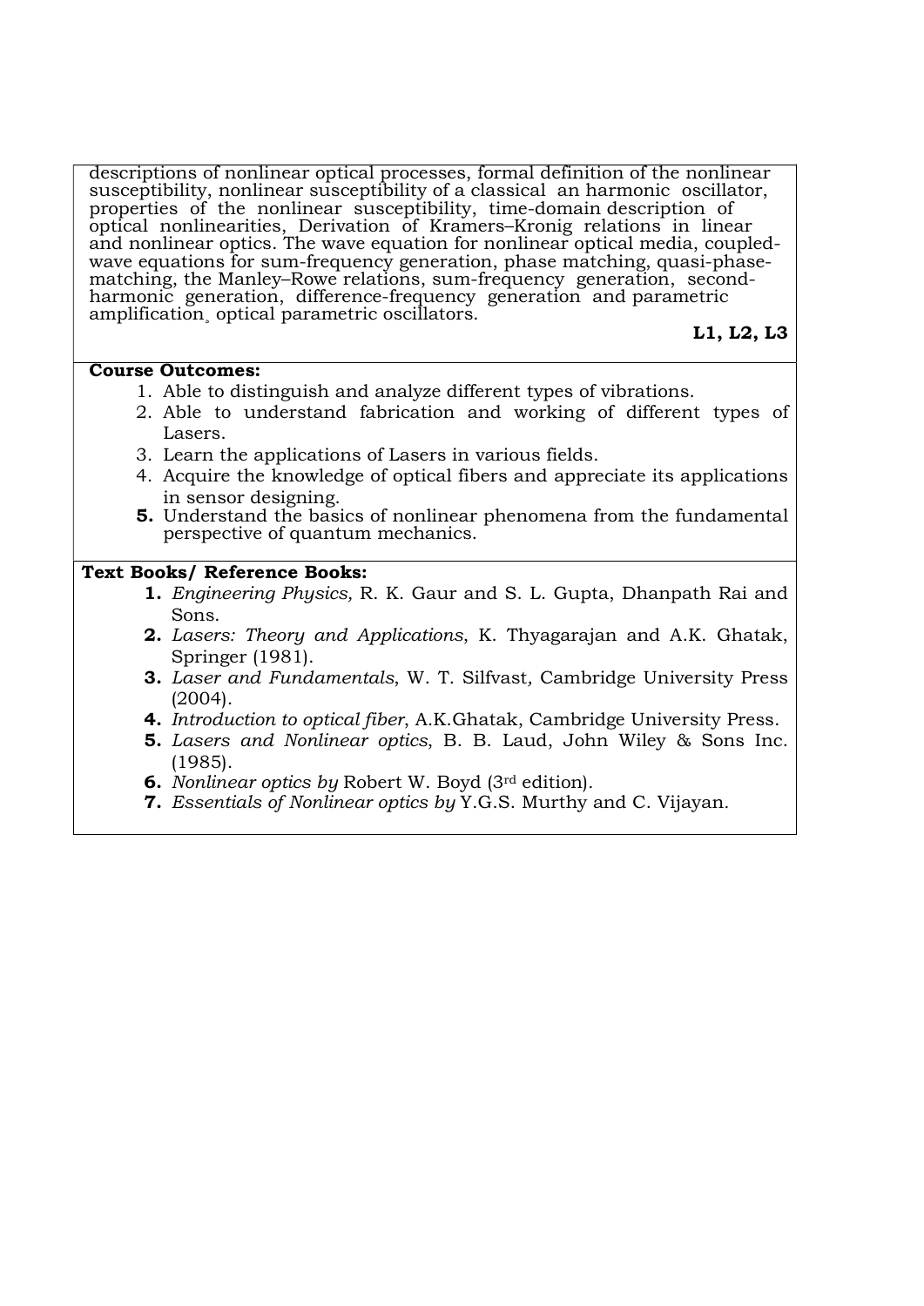descriptions of nonlinear optical processes, formal definition of the nonlinear susceptibility, nonlinear susceptibility of a classical an harmonic oscillator, properties of the nonlinear susceptibility, time-domain description of optical nonlinearities, Derivation of Kramers–Kronig relations in linear and nonlinear optics. The wave equation for nonlinear optical media, coupled-wave equations for sum-frequency generation, phase matching, quasi-phase-matching, the Manley–Rowe relations, sum-frequency generation, second-harmonic generation, difference-frequency generation and parametric amplification¸ optical parametric oscillators.

**L1, L2, L3**

**Course Outcomes:**

1. Able to distinguish and analyze different types of vibrations.
2. Able to understand fabrication and working of different types of Lasers.
3. Learn the applications of Lasers in various fields.
4. Acquire the knowledge of optical fibers and appreciate its applications in sensor designing.
5. Understand the basics of nonlinear phenomena from the fundamental perspective of quantum mechanics.

**Text Books/ Reference Books:**

1. *Engineering Physics,* R. K. Gaur and S. L. Gupta, Dhanpath Rai and Sons.
2. *Lasers: Theory and Applications*, K. Thyagarajan and A.K. Ghatak, Springer (1981).
3. *Laser and Fundamentals*, W. T. Silfvast*,* Cambridge University Press (2004).
4. *Introduction to optical fiber*, A.K.Ghatak, Cambridge University Press.
5. *Lasers and Nonlinear optics*, B. B. Laud, John Wiley & Sons Inc. (1985).
6. *Nonlinear optics by* Robert W. Boyd (3rd edition).
7. *Essentials of Nonlinear optics by* Y.G.S. Murthy and C. Vijayan.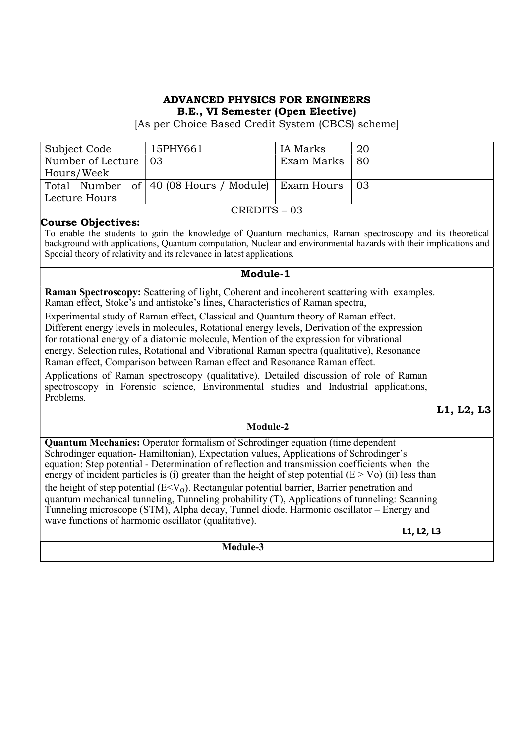## ADVANCED PHYSICS FOR ENGINEERS

### B.E., VI Semester (Open Elective)

[As per Choice Based Credit System (CBCS) scheme]

| Subject Code | 15PHY661 | IA Marks | 20 |
|---|---|---|---|
| Number of Lecture Hours/Week | 03 | Exam Marks | 80 |
| Total Number of Lecture Hours | 40 (08 Hours / Module) | Exam Hours | 03 |
| CREDITS – 03 | | | |

**Course Objectives:**

To enable the students to gain the knowledge of Quantum mechanics, Raman spectroscopy and its theoretical background with applications, Quantum computation, Nuclear and environmental hazards with their implications and Special theory of relativity and its relevance in latest applications.

### Module-1

**Raman Spectroscopy:** Scattering of light, Coherent and incoherent scattering with examples. Raman effect, Stoke's and antistoke's lines, Characteristics of Raman spectra,

Experimental study of Raman effect, Classical and Quantum theory of Raman effect. Different energy levels in molecules, Rotational energy levels, Derivation of the expression for rotational energy of a diatomic molecule, Mention of the expression for vibrational energy, Selection rules, Rotational and Vibrational Raman spectra (qualitative), Resonance Raman effect, Comparison between Raman effect and Resonance Raman effect.

Applications of Raman spectroscopy (qualitative), Detailed discussion of role of Raman spectroscopy in Forensic science, Environmental studies and Industrial applications, Problems.

**L1, L2, L3**

### Module-2

**Quantum Mechanics:** Operator formalism of Schrodinger equation (time dependent Schrodinger equation- Hamiltonian), Expectation values, Applications of Schrodinger's equation: Step potential - Determination of reflection and transmission coefficients when the energy of incident particles is (i) greater than the height of step potential ($E > V_o$) (ii) less than the height of step potential ($E < V_o$). Rectangular potential barrier, Barrier penetration and quantum mechanical tunneling, Tunneling probability (T), Applications of tunneling: Scanning Tunneling microscope (STM), Alpha decay, Tunnel diode. Harmonic oscillator – Energy and wave functions of harmonic oscillator (qualitative).

**L1, L2, L3**

### Module-3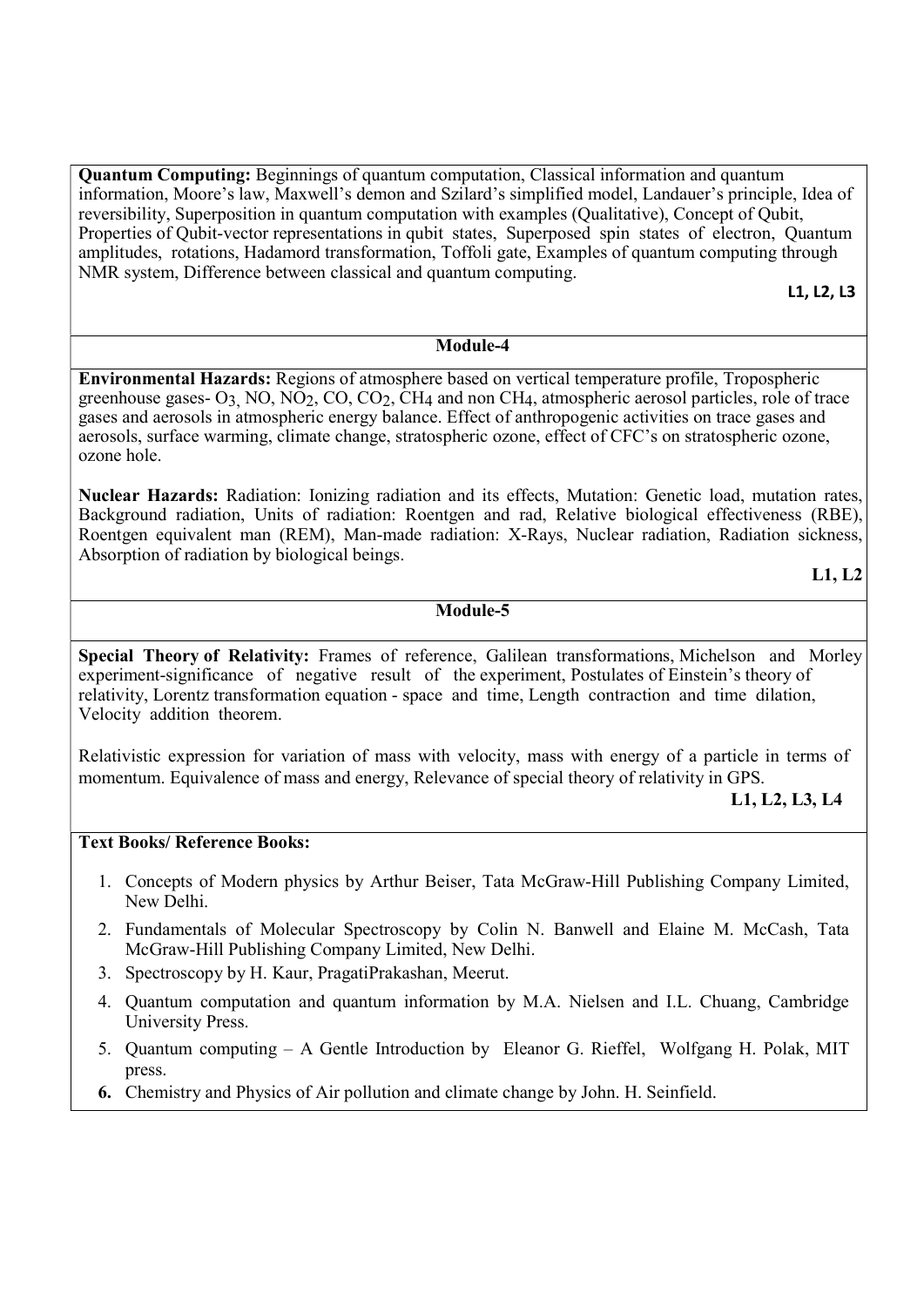**Quantum Computing:** Beginnings of quantum computation, Classical information and quantum information, Moore's law, Maxwell's demon and Szilard's simplified model, Landauer's principle, Idea of reversibility, Superposition in quantum computation with examples (Qualitative), Concept of Qubit, Properties of Qubit-vector representations in qubit states, Superposed spin states of electron, Quantum amplitudes, rotations, Hadamord transformation, Toffoli gate, Examples of quantum computing through NMR system, Difference between classical and quantum computing.

**L1, L2, L3**

## Module-4

**Environmental Hazards:** Regions of atmosphere based on vertical temperature profile, Tropospheric greenhouse gases- $O_3$, NO, $NO_2$, CO, $CO_2$, $CH_4$ and non $CH_4$, atmospheric aerosol particles, role of trace gases and aerosols in atmospheric energy balance. Effect of anthropogenic activities on trace gases and aerosols, surface warming, climate change, stratospheric ozone, effect of CFC's on stratospheric ozone, ozone hole.

**Nuclear Hazards:** Radiation: Ionizing radiation and its effects, Mutation: Genetic load, mutation rates, Background radiation, Units of radiation: Roentgen and rad, Relative biological effectiveness (RBE), Roentgen equivalent man (REM), Man-made radiation: X-Rays, Nuclear radiation, Radiation sickness, Absorption of radiation by biological beings.

**L1, L2**

## Module-5

**Special Theory of Relativity:** Frames of reference, Galilean transformations, Michelson and Morley experiment-significance of negative result of the experiment, Postulates of Einstein's theory of relativity, Lorentz transformation equation - space and time, Length contraction and time dilation, Velocity addition theorem.

Relativistic expression for variation of mass with velocity, mass with energy of a particle in terms of momentum. Equivalence of mass and energy, Relevance of special theory of relativity in GPS.

**L1, L2, L3, L4**

## Text Books/ Reference Books:

1. Concepts of Modern physics by Arthur Beiser, Tata McGraw-Hill Publishing Company Limited, New Delhi.
2. Fundamentals of Molecular Spectroscopy by Colin N. Banwell and Elaine M. McCash, Tata McGraw-Hill Publishing Company Limited, New Delhi.
3. Spectroscopy by H. Kaur, PragatiPrakashan, Meerut.
4. Quantum computation and quantum information by M.A. Nielsen and I.L. Chuang, Cambridge University Press.
5. Quantum computing – A Gentle Introduction by Eleanor G. Rieffel, Wolfgang H. Polak, MIT press.
6. Chemistry and Physics of Air pollution and climate change by John. H. Seinfield.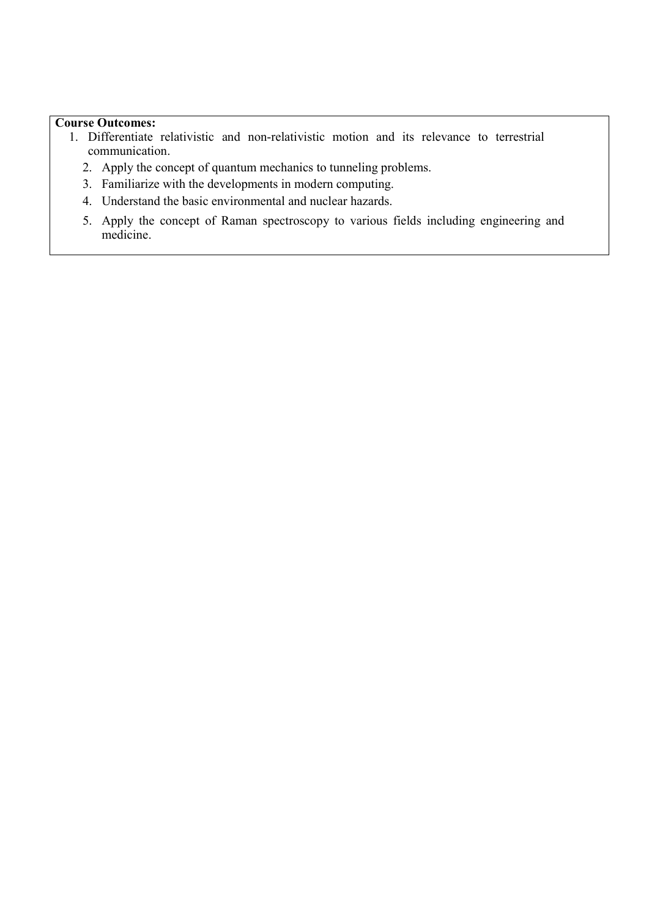**Course Outcomes:**

1. Differentiate relativistic and non-relativistic motion and its relevance to terrestrial communication.
2. Apply the concept of quantum mechanics to tunneling problems.
3. Familiarize with the developments in modern computing.
4. Understand the basic environmental and nuclear hazards.
5. Apply the concept of Raman spectroscopy to various fields including engineering and medicine.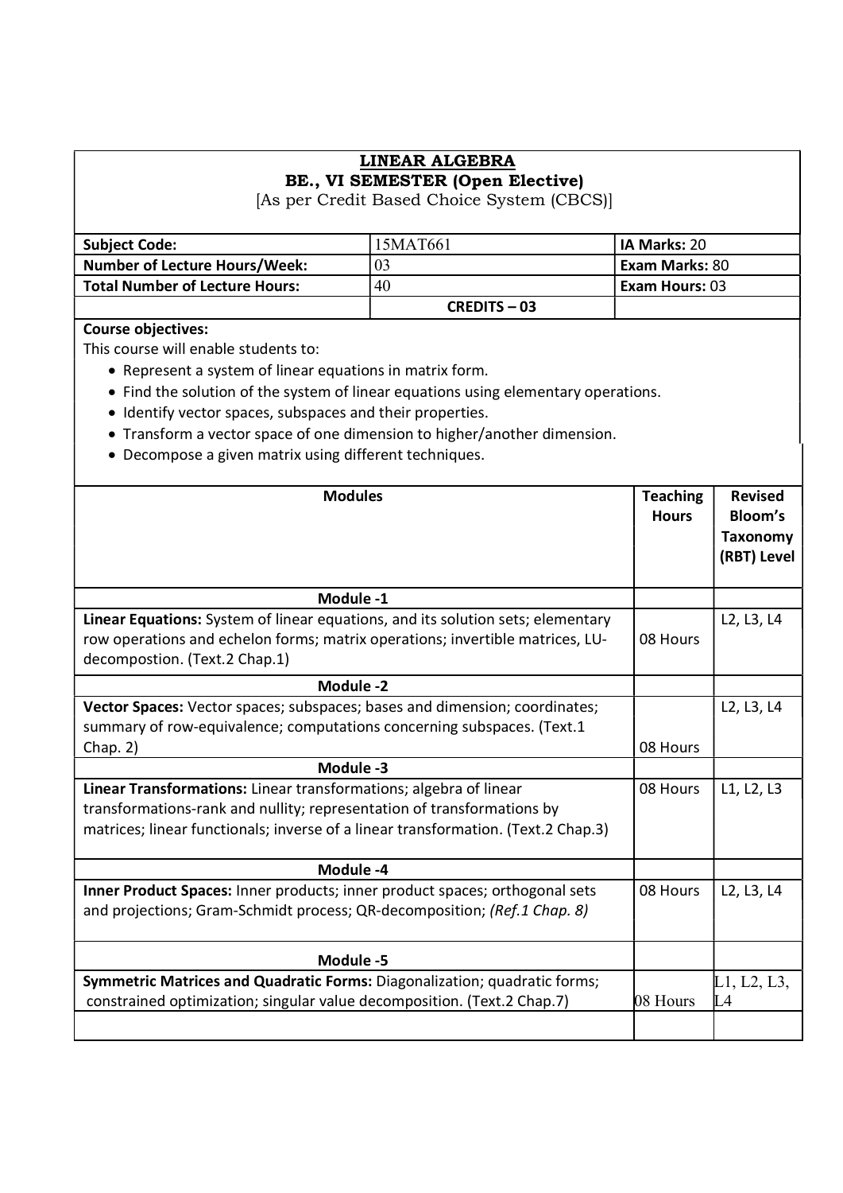**LINEAR ALGEBRA**

**BE., VI SEMESTER (Open Elective)**

[As per Credit Based Choice System (CBCS)]

| | | |
|---|---|---|
| **Subject Code:** | 15MAT661 | **IA Marks:** 20 |
| **Number of Lecture Hours/Week:** | 03 | **Exam Marks:** 80 |
| **Total Number of Lecture Hours:** | 40 | **Exam Hours:** 03 |
| | **CREDITS – 03** | |

**Course objectives:**

This course will enable students to:

- Represent a system of linear equations in matrix form.
- Find the solution of the system of linear equations using elementary operations.
- Identify vector spaces, subspaces and their properties.
- Transform a vector space of one dimension to higher/another dimension.
- Decompose a given matrix using different techniques.

| **Modules** | **Teaching Hours** | **Revised Bloom's Taxonomy (RBT) Level** |
|---|---|---|
| **Module -1** | | |
| **Linear Equations:** System of linear equations, and its solution sets; elementary row operations and echelon forms; matrix operations; invertible matrices, LU-decompostion. (Text.2 Chap.1) | 08 Hours | L2, L3, L4 |
| **Module -2** | | |
| **Vector Spaces:** Vector spaces; subspaces; bases and dimension; coordinates; summary of row-equivalence; computations concerning subspaces. (Text.1 Chap. 2) | 08 Hours | L2, L3, L4 |
| **Module -3** | | |
| **Linear Transformations:** Linear transformations; algebra of linear transformations-rank and nullity; representation of transformations by matrices; linear functionals; inverse of a linear transformation. (Text.2 Chap.3) | 08 Hours | L1, L2, L3 |
| **Module -4** | | |
| **Inner Product Spaces:** Inner products; inner product spaces; orthogonal sets and projections; Gram-Schmidt process; QR-decomposition; *(Ref.1 Chap. 8)* | 08 Hours | L2, L3, L4 |
| **Module -5** | | |
| **Symmetric Matrices and Quadratic Forms:** Diagonalization; quadratic forms; constrained optimization; singular value decomposition. (Text.2 Chap.7) | 08 Hours | L1, L2, L3, L4 |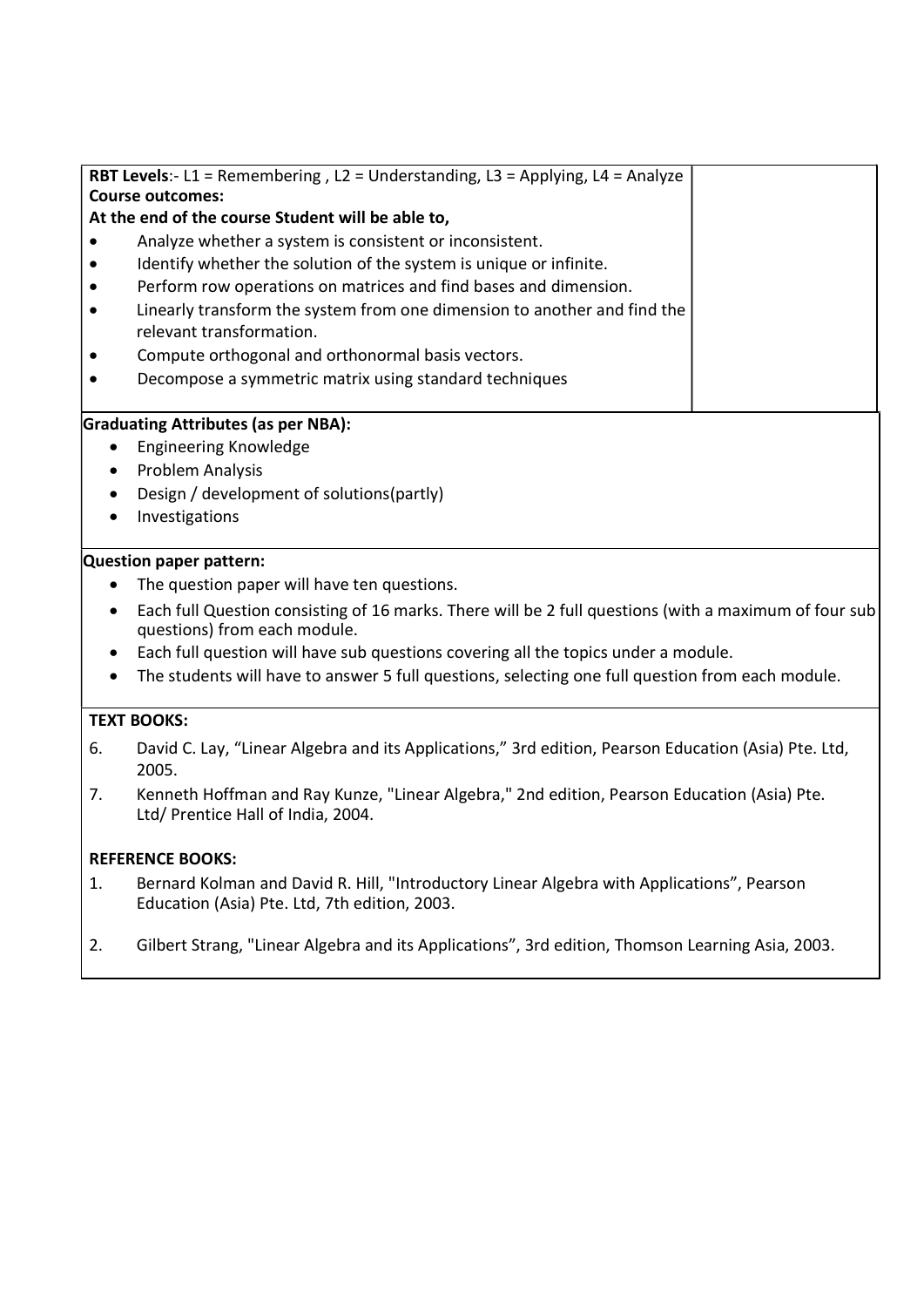**RBT Levels**:- L1 = Remembering , L2 = Understanding, L3 = Applying, L4 = Analyze

**Course outcomes:**

**At the end of the course Student will be able to,**

- Analyze whether a system is consistent or inconsistent.
- Identify whether the solution of the system is unique or infinite.
- Perform row operations on matrices and find bases and dimension.
- Linearly transform the system from one dimension to another and find the relevant transformation.
- Compute orthogonal and orthonormal basis vectors.
- Decompose a symmetric matrix using standard techniques

**Graduating Attributes (as per NBA):**

- Engineering Knowledge
- Problem Analysis
- Design / development of solutions(partly)
- Investigations

**Question paper pattern:**

- The question paper will have ten questions.
- Each full Question consisting of 16 marks. There will be 2 full questions (with a maximum of four sub questions) from each module.
- Each full question will have sub questions covering all the topics under a module.
- The students will have to answer 5 full questions, selecting one full question from each module.

**TEXT BOOKS:**

6. David C. Lay, "Linear Algebra and its Applications," 3rd edition, Pearson Education (Asia) Pte. Ltd, 2005.
7. Kenneth Hoffman and Ray Kunze, "Linear Algebra," 2nd edition, Pearson Education (Asia) Pte. Ltd/ Prentice Hall of India, 2004.

**REFERENCE BOOKS:**

1. Bernard Kolman and David R. Hill, "Introductory Linear Algebra with Applications", Pearson Education (Asia) Pte. Ltd, 7th edition, 2003.
2. Gilbert Strang, "Linear Algebra and its Applications", 3rd edition, Thomson Learning Asia, 2003.